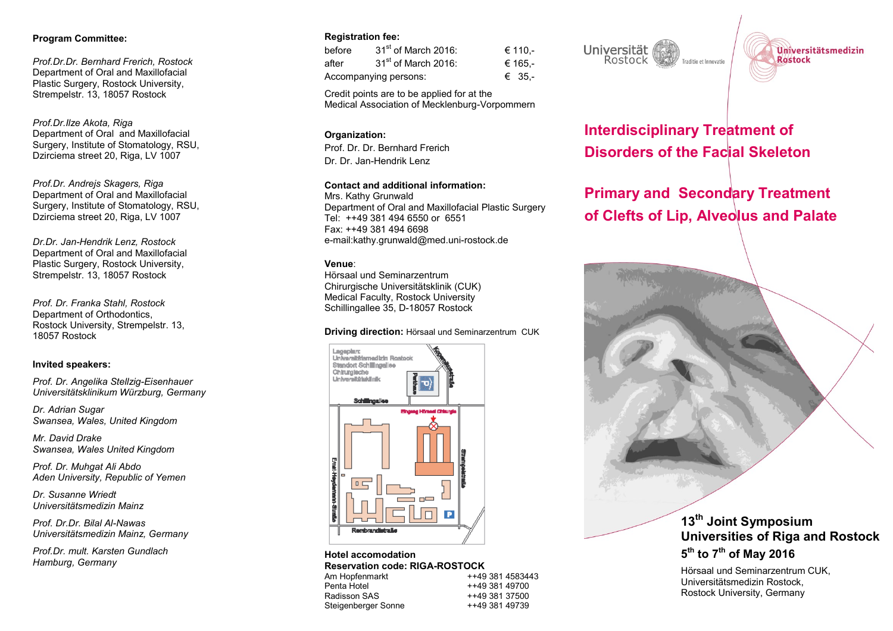**Program Committee:**

*Prof.Dr.Dr. Bernhard Frerich, Rostock*
Department of Oral and Maxillofacial Plastic Surgery, Rostock University, Strempelstr. 13, 18057 Rostock

*Prof.Dr.Ilze Akota, Riga*
Department of Oral and Maxillofacial Surgery, Institute of Stomatology, RSU, Dzirciema street 20, Riga, LV 1007

*Prof.Dr. Andrejs Skagers, Riga*
Department of Oral and Maxillofacial Surgery, Institute of Stomatology, RSU, Dzirciema street 20, Riga, LV 1007

*Dr.Dr. Jan-Hendrik Lenz, Rostock*
Department of Oral and Maxillofacial Plastic Surgery, Rostock University, Strempelstr. 13, 18057 Rostock

*Prof. Dr. Franka Stahl, Rostock*
Department of Orthodontics, Rostock University, Strempelstr. 13, 18057 Rostock

**Invited speakers:**

*Prof. Dr. Angelika Stellzig-Eisenhauer*
*Universitätsklinikum Würzburg, Germany*

*Dr. Adrian Sugar*
*Swansea, Wales, United Kingdom*

*Mr. David Drake*
*Swansea, Wales United Kingdom*

*Prof. Dr. Muhgat Ali Abdo*
*Aden University, Republic of Yemen*

*Dr. Susanne Wriedt*
*Universitätsmedizin Mainz*

*Prof. Dr.Dr. Bilal Al-Nawas*
*Universitätsmedizin Mainz, Germany*

*Prof.Dr. mult. Karsten Gundlach*
*Hamburg, Germany*

**Registration fee:**

| | | |
|---|---|---|
| before | 31st of March 2016: | € 110,- |
| after | 31st of March 2016: | € 165,- |
| Accompanying persons: | | € 35,- |

Credit points are to be applied for at the Medical Association of Mecklenburg-Vorpommern

**Organization:**
Prof. Dr. Dr. Bernhard Frerich
Dr. Dr. Jan-Hendrik Lenz

**Contact and additional information:**
Mrs. Kathy Grunwald
Department of Oral and Maxillofacial Plastic Surgery
Tel: ++49 381 494 6550 or 6551
Fax: ++49 381 494 6698
e-mail:kathy.grunwald@med.uni-rostock.de

**Venue**:
Hörsaal und Seminarzentrum
Chirurgische Universitätsklinik (CUK)
Medical Faculty, Rostock University
Schillingallee 35, D-18057 Rostock

**Driving direction:** Hörsaal und Seminarzentrum CUK

**Hotel accomodation**
**Reservation code: RIGA-ROSTOCK**

| | |
|---|---|
| Am Hopfenmarkt | ++49 381 4583443 |
| Penta Hotel | ++49 381 49700 |
| Radisson SAS | ++49 381 37500 |
| Steigenberger Sonne | ++49 381 49739 |

Universität Rostock — Traditio et Innovatio
Universitätsmedizin Rostock

# Interdisciplinary Treatment of Disorders of the Facial Skeleton

# Primary and Secondary Treatment of Clefts of Lip, Alveolus and Palate

**13th Joint Symposium**
**Universities of Riga and Rostock**
**5th to 7th of May 2016**

Hörsaal und Seminarzentrum CUK,
Universitätsmedizin Rostock,
Rostock University, Germany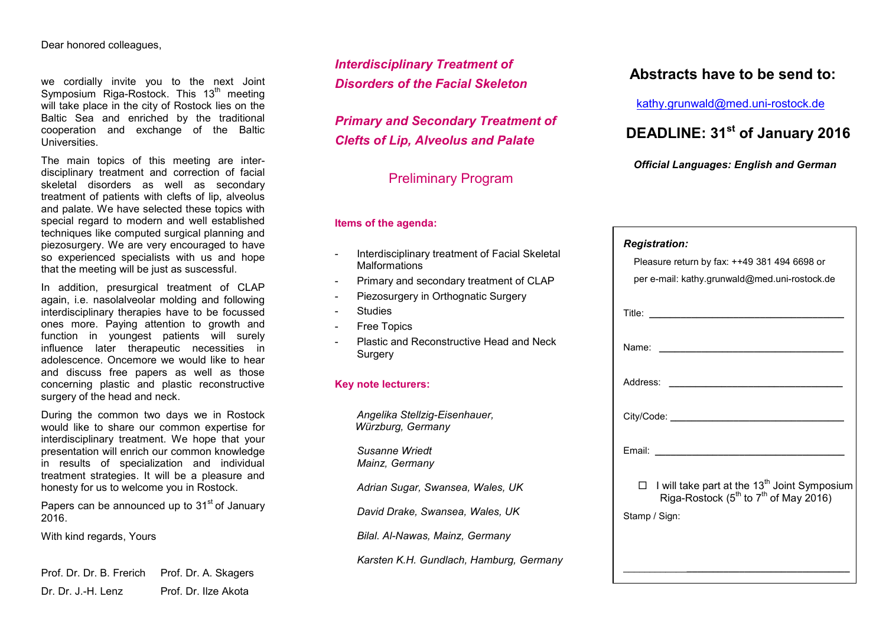Dear honored colleagues,

we cordially invite you to the next Joint Symposium Riga-Rostock. This 13th meeting will take place in the city of Rostock lies on the Baltic Sea and enriched by the traditional cooperation and exchange of the Baltic Universities.

The main topics of this meeting are inter-disciplinary treatment and correction of facial skeletal disorders as well as secondary treatment of patients with clefts of lip, alveolus and palate. We have selected these topics with special regard to modern and well established techniques like computed surgical planning and piezosurgery. We are very encouraged to have so experienced specialists with us and hope that the meeting will be just as successful.

In addition, presurgical treatment of CLAP again, i.e. nasolalveolar molding and following interdisciplinary therapies have to be focussed ones more. Paying attention to growth and function in youngest patients will surely influence later therapeutic necessities in adolescence. Oncemore we would like to hear and discuss free papers as well as those concerning plastic and plastic reconstructive surgery of the head and neck.

During the common two days we in Rostock would like to share our common expertise for interdisciplinary treatment. We hope that your presentation will enrich our common knowledge in results of specialization and individual treatment strategies. It will be a pleasure and honesty for us to welcome you in Rostock.

Papers can be announced up to 31st of January 2016.

With kind regards, Yours

Prof. Dr. Dr. B. Frerich    Prof. Dr. A. Skagers

Dr. Dr. J.-H. Lenz    Prof. Dr. Ilze Akota

## *Interdisciplinary Treatment of Disorders of the Facial Skeleton*

## *Primary and Secondary Treatment of Clefts of Lip, Alveolus and Palate*

### Preliminary Program

**Items of the agenda:**

- Interdisciplinary treatment of Facial Skeletal Malformations
- Primary and secondary treatment of CLAP
- Piezosurgery in Orthognatic Surgery
- Studies
- Free Topics
- Plastic and Reconstructive Head and Neck Surgery

**Key note lecturers:**

*Angelika Stellzig-Eisenhauer, Würzburg, Germany*

*Susanne Wriedt Mainz, Germany*

*Adrian Sugar, Swansea, Wales, UK*

*David Drake, Swansea, Wales, UK*

*Bilal. Al-Nawas, Mainz, Germany*

*Karsten K.H. Gundlach, Hamburg, Germany*

## Abstracts have to be send to:

kathy.grunwald@med.uni-rostock.de

## DEADLINE: 31st of January 2016

***Official Languages: English and German***

***Registration:***

Pleasure return by fax: ++49 381 494 6698 or

per e-mail: kathy.grunwald@med.uni-rostock.de

Title: ____________________

Name: ____________________

Address: ____________________

City/Code: ____________________

Email: ____________________

☐ I will take part at the 13th Joint Symposium Riga-Rostock (5th to 7th of May 2016)

Stamp / Sign:

____________________